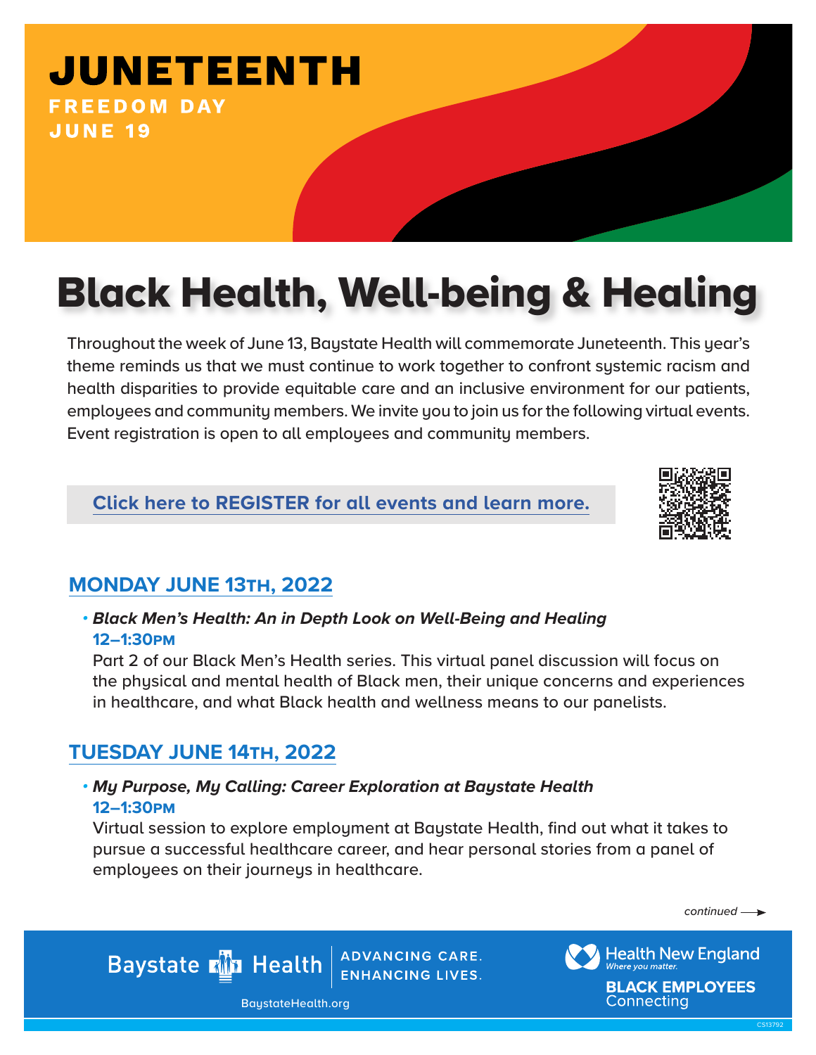# JUNETEENTH

**FREEDOM DAY**
**JUNE 19**

# Black Health, Well-being & Healing

Throughout the week of June 13, Baystate Health will commemorate Juneteenth. This year's theme reminds us that we must continue to work together to confront systemic racism and health disparities to provide equitable care and an inclusive environment for our patients, employees and community members. We invite you to join us for the following virtual events. Event registration is open to all employees and community members.

**Click here to REGISTER for all events and learn more.**

## MONDAY JUNE 13TH, 2022

- ***Black Men's Health: An in Depth Look on Well-Being and Healing***
  **12–1:30PM**
  Part 2 of our Black Men's Health series. This virtual panel discussion will focus on the physical and mental health of Black men, their unique concerns and experiences in healthcare, and what Black health and wellness means to our panelists.

## TUESDAY JUNE 14TH, 2022

- ***My Purpose, My Calling: Career Exploration at Baystate Health***
  **12–1:30PM**
  Virtual session to explore employment at Baystate Health, find out what it takes to pursue a successful healthcare career, and hear personal stories from a panel of employees on their journeys in healthcare.

*continued →*

Baystate Health | ADVANCING CARE. ENHANCING LIVES.

BaystateHealth.org

Health New England *Where you matter.*

**BLACK EMPLOYEES** Connecting

CS13792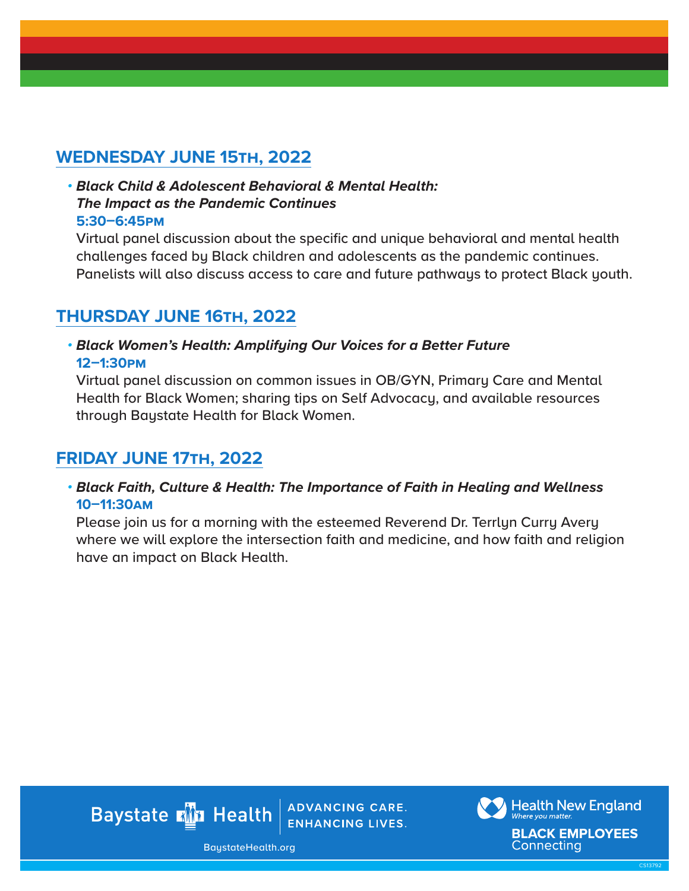## WEDNESDAY JUNE 15TH, 2022

- ***Black Child & Adolescent Behavioral & Mental Health: The Impact as the Pandemic Continues***
  **5:30–6:45PM**
  Virtual panel discussion about the specific and unique behavioral and mental health challenges faced by Black children and adolescents as the pandemic continues. Panelists will also discuss access to care and future pathways to protect Black youth.

## THURSDAY JUNE 16TH, 2022

- ***Black Women's Health: Amplifying Our Voices for a Better Future***
  **12–1:30PM**
  Virtual panel discussion on common issues in OB/GYN, Primary Care and Mental Health for Black Women; sharing tips on Self Advocacy, and available resources through Baystate Health for Black Women.

## FRIDAY JUNE 17TH, 2022

- ***Black Faith, Culture & Health: The Importance of Faith in Healing and Wellness***
  **10–11:30AM**
  Please join us for a morning with the esteemed Reverend Dr. Terrlyn Curry Avery where we will explore the intersection faith and medicine, and how faith and religion have an impact on Black Health.

Baystate Health | ADVANCING CARE. ENHANCING LIVES.

BaystateHealth.org

Health New England
*Where you matter.*

**BLACK EMPLOYEES**
Connecting

CS13792